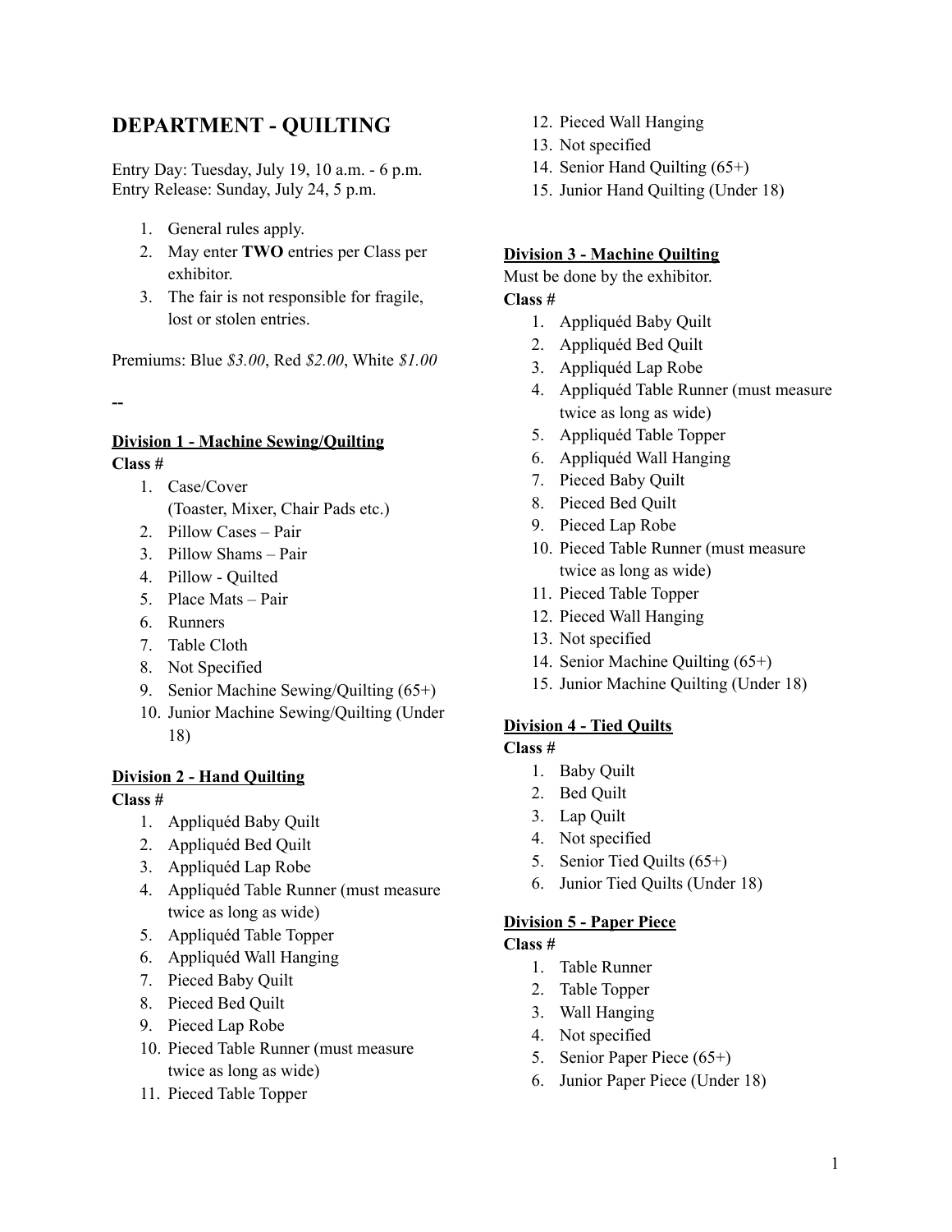# DEPARTMENT - QUILTING

Entry Day: Tuesday, July 19, 10 a.m. - 6 p.m.
Entry Release: Sunday, July 24, 5 p.m.

1. General rules apply.
2. May enter **TWO** entries per Class per exhibitor.
3. The fair is not responsible for fragile, lost or stolen entries.

Premiums: Blue *$3.00*, Red *$2.00*, White *$1.00*

--

## Division 1 - Machine Sewing/Quilting

**Class #**

1. Case/Cover
   (Toaster, Mixer, Chair Pads etc.)
2. Pillow Cases – Pair
3. Pillow Shams – Pair
4. Pillow - Quilted
5. Place Mats – Pair
6. Runners
7. Table Cloth
8. Not Specified
9. Senior Machine Sewing/Quilting (65+)
10. Junior Machine Sewing/Quilting (Under 18)

## Division 2 - Hand Quilting

**Class #**

1. Appliquéd Baby Quilt
2. Appliquéd Bed Quilt
3. Appliquéd Lap Robe
4. Appliquéd Table Runner (must measure twice as long as wide)
5. Appliquéd Table Topper
6. Appliquéd Wall Hanging
7. Pieced Baby Quilt
8. Pieced Bed Quilt
9. Pieced Lap Robe
10. Pieced Table Runner (must measure twice as long as wide)
11. Pieced Table Topper
12. Pieced Wall Hanging
13. Not specified
14. Senior Hand Quilting (65+)
15. Junior Hand Quilting (Under 18)

## Division 3 - Machine Quilting

Must be done by the exhibitor.

**Class #**

1. Appliquéd Baby Quilt
2. Appliquéd Bed Quilt
3. Appliquéd Lap Robe
4. Appliquéd Table Runner (must measure twice as long as wide)
5. Appliquéd Table Topper
6. Appliquéd Wall Hanging
7. Pieced Baby Quilt
8. Pieced Bed Quilt
9. Pieced Lap Robe
10. Pieced Table Runner (must measure twice as long as wide)
11. Pieced Table Topper
12. Pieced Wall Hanging
13. Not specified
14. Senior Machine Quilting (65+)
15. Junior Machine Quilting (Under 18)

## Division 4 - Tied Quilts

**Class #**

1. Baby Quilt
2. Bed Quilt
3. Lap Quilt
4. Not specified
5. Senior Tied Quilts (65+)
6. Junior Tied Quilts (Under 18)

## Division 5 - Paper Piece

**Class #**

1. Table Runner
2. Table Topper
3. Wall Hanging
4. Not specified
5. Senior Paper Piece (65+)
6. Junior Paper Piece (Under 18)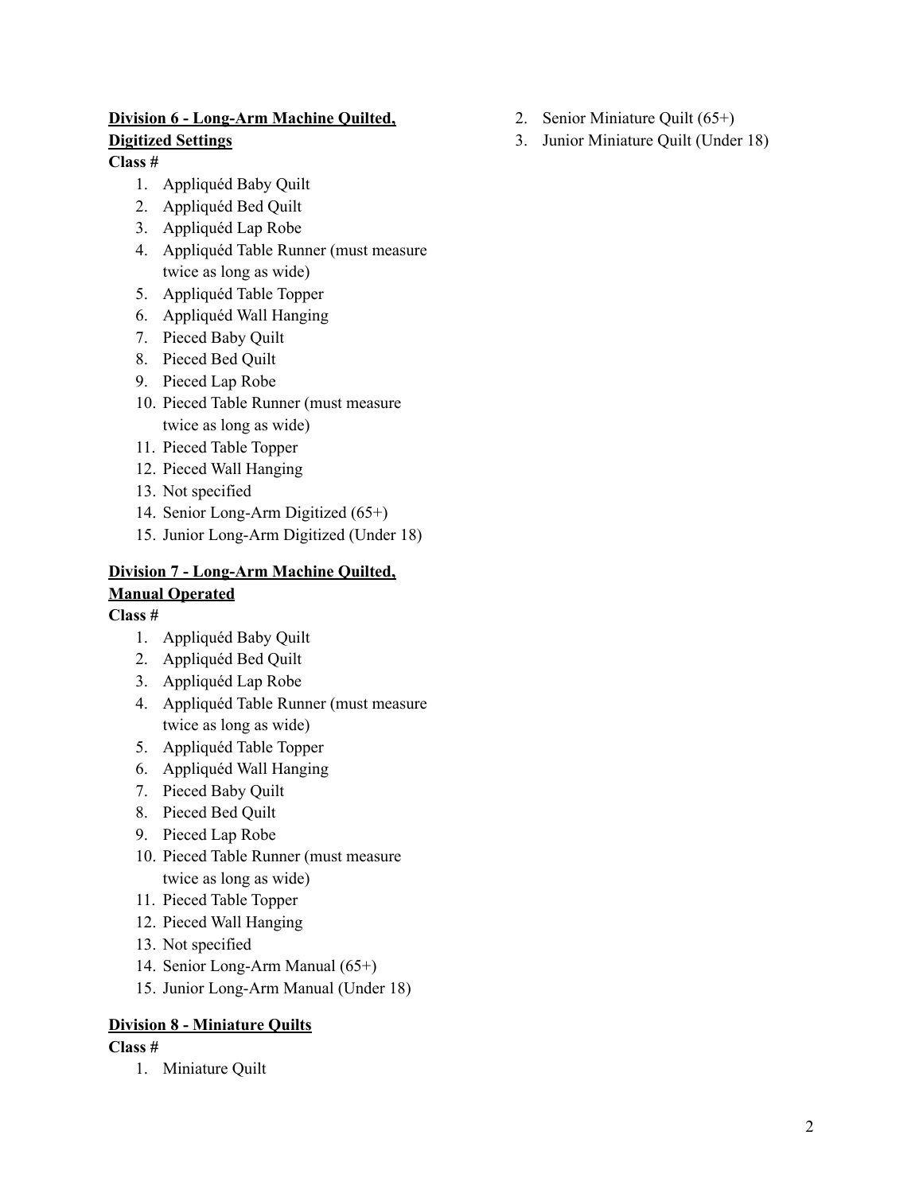**Division 6 - Long-Arm Machine Quilted, Digitized Settings**

**Class #**

1. Appliquéd Baby Quilt
2. Appliquéd Bed Quilt
3. Appliquéd Lap Robe
4. Appliquéd Table Runner (must measure twice as long as wide)
5. Appliquéd Table Topper
6. Appliquéd Wall Hanging
7. Pieced Baby Quilt
8. Pieced Bed Quilt
9. Pieced Lap Robe
10. Pieced Table Runner (must measure twice as long as wide)
11. Pieced Table Topper
12. Pieced Wall Hanging
13. Not specified
14. Senior Long-Arm Digitized (65+)
15. Junior Long-Arm Digitized (Under 18)

**Division 7 - Long-Arm Machine Quilted, Manual Operated**

**Class #**

1. Appliquéd Baby Quilt
2. Appliquéd Bed Quilt
3. Appliquéd Lap Robe
4. Appliquéd Table Runner (must measure twice as long as wide)
5. Appliquéd Table Topper
6. Appliquéd Wall Hanging
7. Pieced Baby Quilt
8. Pieced Bed Quilt
9. Pieced Lap Robe
10. Pieced Table Runner (must measure twice as long as wide)
11. Pieced Table Topper
12. Pieced Wall Hanging
13. Not specified
14. Senior Long-Arm Manual (65+)
15. Junior Long-Arm Manual (Under 18)

**Division 8 - Miniature Quilts**

**Class #**

1. Miniature Quilt
2. Senior Miniature Quilt (65+)
3. Junior Miniature Quilt (Under 18)